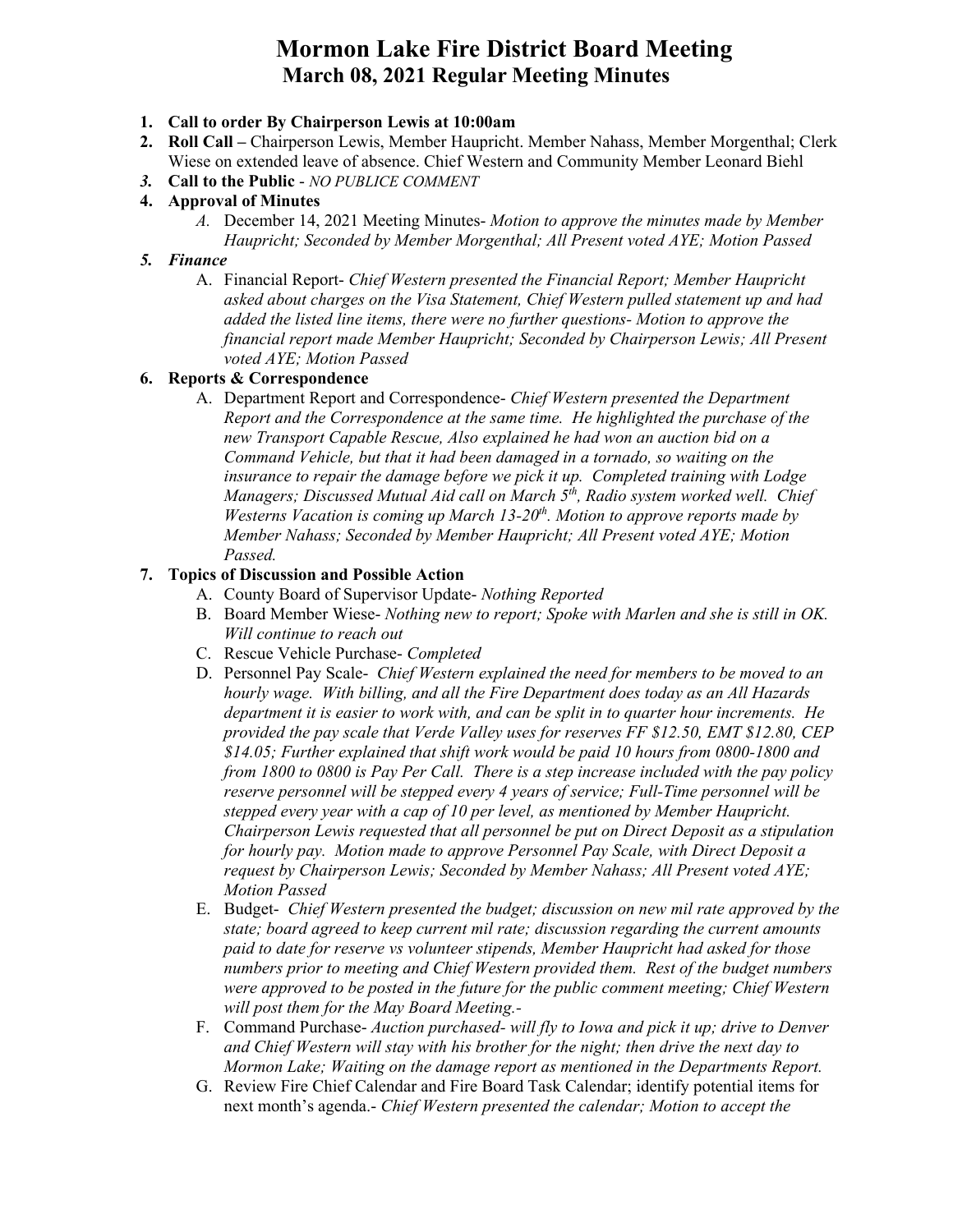# Mormon Lake Fire District Board Meeting
## March 08, 2021 Regular Meeting Minutes

1. **Call to order By Chairperson Lewis at 10:00am**
2. **Roll Call –** Chairperson Lewis, Member Haupricht. Member Nahass, Member Morgenthal; Clerk Wiese on extended leave of absence. Chief Western and Community Member Leonard Biehl
3. ***Call to the Public*** - *NO PUBLICE COMMENT*
4. **Approval of Minutes**
   - *A.* December 14, 2021 Meeting Minutes- *Motion to approve the minutes made by Member Haupricht; Seconded by Member Morgenthal; All Present voted AYE; Motion Passed*
5. ***Finance***
   - A. Financial Report- *Chief Western presented the Financial Report; Member Haupricht asked about charges on the Visa Statement, Chief Western pulled statement up and had added the listed line items, there were no further questions- Motion to approve the financial report made Member Haupricht; Seconded by Chairperson Lewis; All Present voted AYE; Motion Passed*
6. **Reports & Correspondence**
   - A. Department Report and Correspondence- *Chief Western presented the Department Report and the Correspondence at the same time. He highlighted the purchase of the new Transport Capable Rescue, Also explained he had won an auction bid on a Command Vehicle, but that it had been damaged in a tornado, so waiting on the insurance to repair the damage before we pick it up. Completed training with Lodge Managers; Discussed Mutual Aid call on March 5th, Radio system worked well. Chief Westerns Vacation is coming up March 13-20th. Motion to approve reports made by Member Nahass; Seconded by Member Haupricht; All Present voted AYE; Motion Passed.*
7. **Topics of Discussion and Possible Action**
   - A. County Board of Supervisor Update- *Nothing Reported*
   - B. Board Member Wiese- *Nothing new to report; Spoke with Marlen and she is still in OK. Will continue to reach out*
   - C. Rescue Vehicle Purchase- *Completed*
   - D. Personnel Pay Scale- *Chief Western explained the need for members to be moved to an hourly wage. With billing, and all the Fire Department does today as an All Hazards department it is easier to work with, and can be split in to quarter hour increments. He provided the pay scale that Verde Valley uses for reserves FF $12.50, EMT $12.80, CEP $14.05; Further explained that shift work would be paid 10 hours from 0800-1800 and from 1800 to 0800 is Pay Per Call. There is a step increase included with the pay policy reserve personnel will be stepped every 4 years of service; Full-Time personnel will be stepped every year with a cap of 10 per level, as mentioned by Member Haupricht. Chairperson Lewis requested that all personnel be put on Direct Deposit as a stipulation for hourly pay. Motion made to approve Personnel Pay Scale, with Direct Deposit a request by Chairperson Lewis; Seconded by Member Nahass; All Present voted AYE; Motion Passed*
   - E. Budget- *Chief Western presented the budget; discussion on new mil rate approved by the state; board agreed to keep current mil rate; discussion regarding the current amounts paid to date for reserve vs volunteer stipends, Member Haupricht had asked for those numbers prior to meeting and Chief Western provided them. Rest of the budget numbers were approved to be posted in the future for the public comment meeting; Chief Western will post them for the May Board Meeting.-*
   - F. Command Purchase- *Auction purchased- will fly to Iowa and pick it up; drive to Denver and Chief Western will stay with his brother for the night; then drive the next day to Mormon Lake; Waiting on the damage report as mentioned in the Departments Report.*
   - G. Review Fire Chief Calendar and Fire Board Task Calendar; identify potential items for next month's agenda.- *Chief Western presented the calendar; Motion to accept the*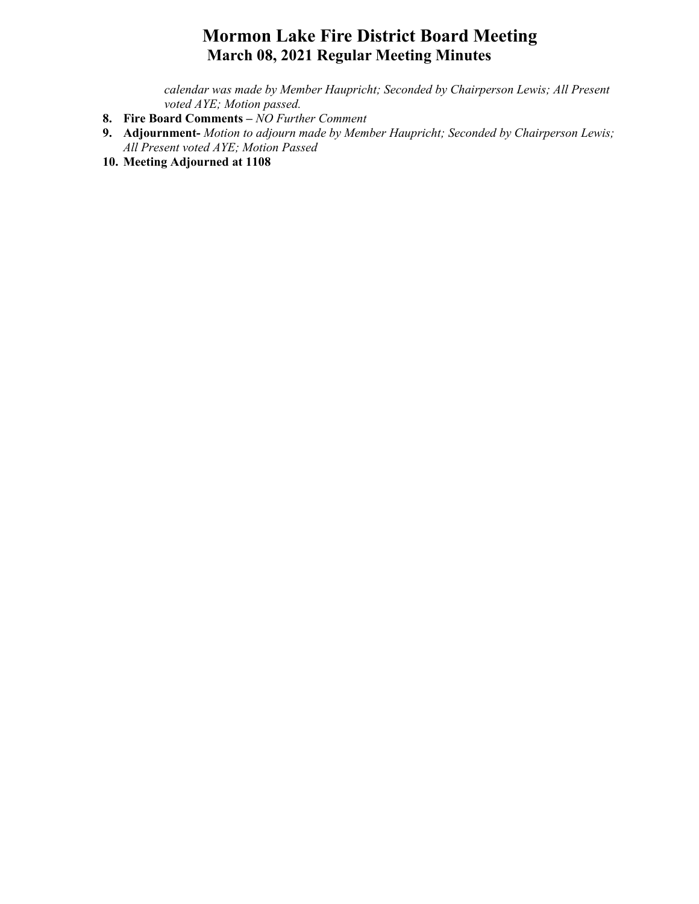calendar was made by Member Haupricht; Seconded by Chairperson Lewis; All Present voted AYE; Motion passed.*

8. **Fire Board Comments –** *NO Further Comment*
9. **Adjournment-** *Motion to adjourn made by Member Haupricht; Seconded by Chairperson Lewis; All Present voted AYE; Motion Passed*
10. **Meeting Adjourned at 1108**